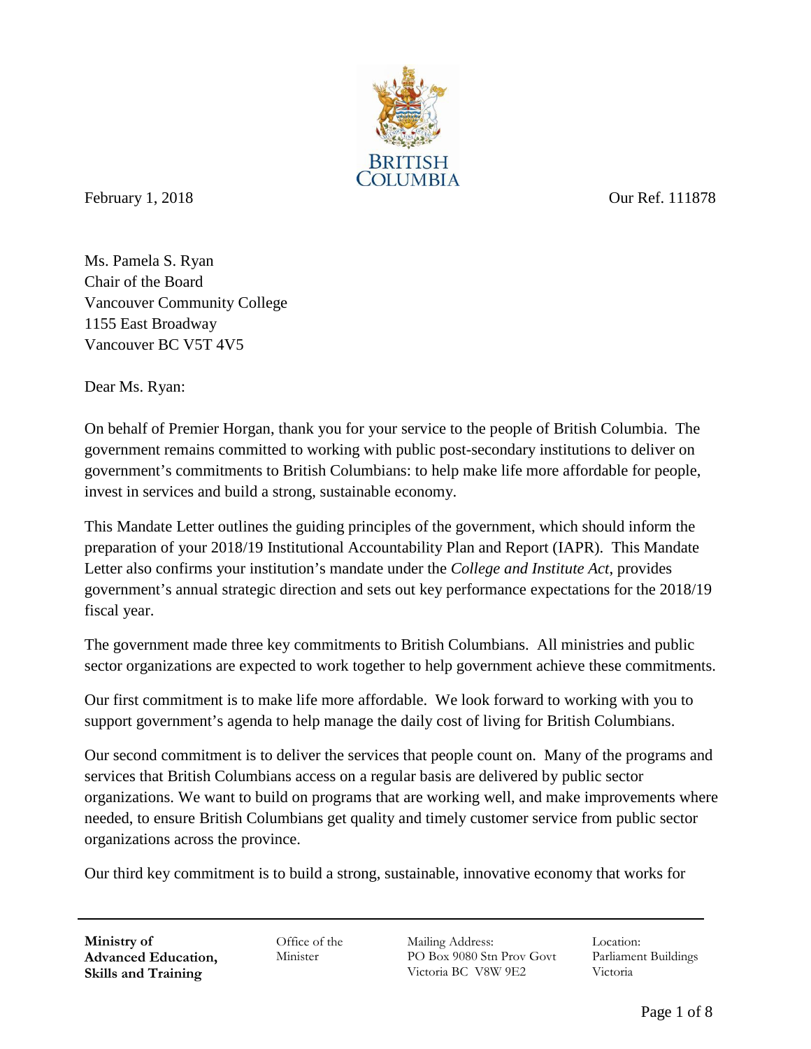BRITISH COLUMBIA

February 1, 2018

Our Ref. 111878

Ms. Pamela S. Ryan
Chair of the Board
Vancouver Community College
1155 East Broadway
Vancouver BC V5T 4V5

Dear Ms. Ryan:

On behalf of Premier Horgan, thank you for your service to the people of British Columbia. The government remains committed to working with public post-secondary institutions to deliver on government's commitments to British Columbians: to help make life more affordable for people, invest in services and build a strong, sustainable economy.

This Mandate Letter outlines the guiding principles of the government, which should inform the preparation of your 2018/19 Institutional Accountability Plan and Report (IAPR). This Mandate Letter also confirms your institution's mandate under the *College and Institute Act*, provides government's annual strategic direction and sets out key performance expectations for the 2018/19 fiscal year.

The government made three key commitments to British Columbians. All ministries and public sector organizations are expected to work together to help government achieve these commitments.

Our first commitment is to make life more affordable. We look forward to working with you to support government's agenda to help manage the daily cost of living for British Columbians.

Our second commitment is to deliver the services that people count on. Many of the programs and services that British Columbians access on a regular basis are delivered by public sector organizations. We want to build on programs that are working well, and make improvements where needed, to ensure British Columbians get quality and timely customer service from public sector organizations across the province.

Our third key commitment is to build a strong, sustainable, innovative economy that works for

**Ministry of Advanced Education, Skills and Training** | Office of the Minister | Mailing Address: PO Box 9080 Stn Prov Govt Victoria BC V8W 9E2 | Location: Parliament Buildings Victoria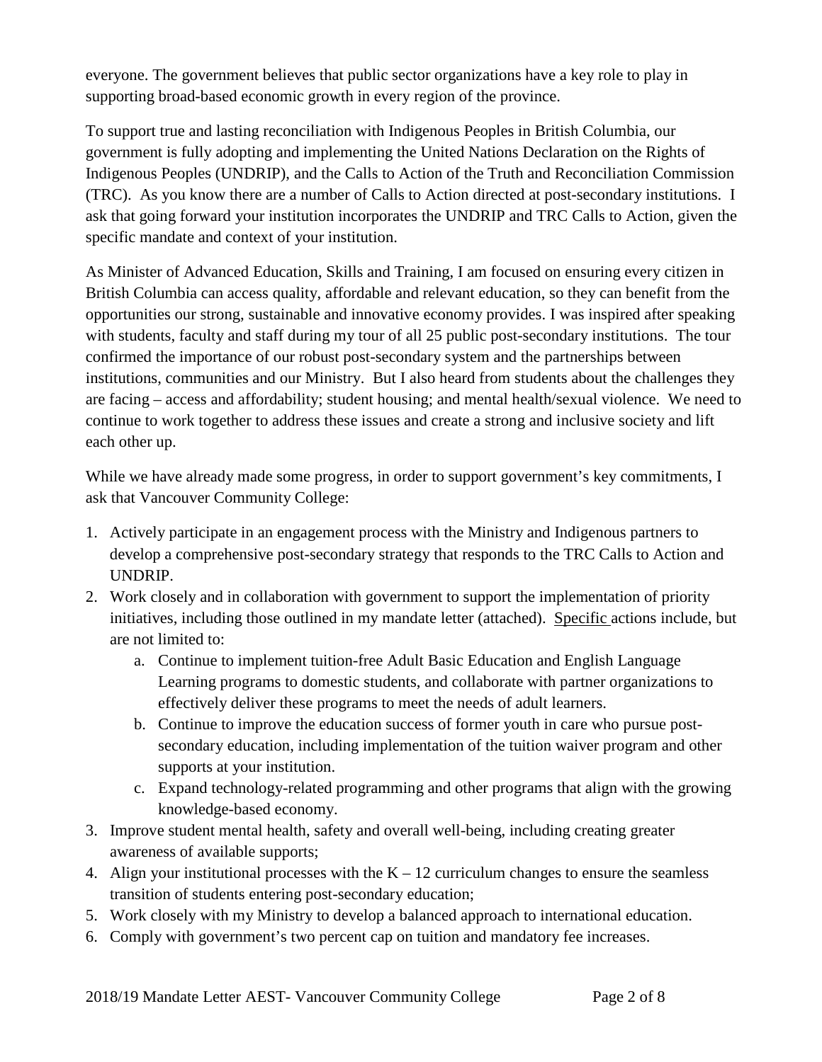everyone. The government believes that public sector organizations have a key role to play in supporting broad-based economic growth in every region of the province.

To support true and lasting reconciliation with Indigenous Peoples in British Columbia, our government is fully adopting and implementing the United Nations Declaration on the Rights of Indigenous Peoples (UNDRIP), and the Calls to Action of the Truth and Reconciliation Commission (TRC). As you know there are a number of Calls to Action directed at post-secondary institutions. I ask that going forward your institution incorporates the UNDRIP and TRC Calls to Action, given the specific mandate and context of your institution.

As Minister of Advanced Education, Skills and Training, I am focused on ensuring every citizen in British Columbia can access quality, affordable and relevant education, so they can benefit from the opportunities our strong, sustainable and innovative economy provides. I was inspired after speaking with students, faculty and staff during my tour of all 25 public post-secondary institutions. The tour confirmed the importance of our robust post-secondary system and the partnerships between institutions, communities and our Ministry. But I also heard from students about the challenges they are facing – access and affordability; student housing; and mental health/sexual violence. We need to continue to work together to address these issues and create a strong and inclusive society and lift each other up.

While we have already made some progress, in order to support government's key commitments, I ask that Vancouver Community College:

1. Actively participate in an engagement process with the Ministry and Indigenous partners to develop a comprehensive post-secondary strategy that responds to the TRC Calls to Action and UNDRIP.
2. Work closely and in collaboration with government to support the implementation of priority initiatives, including those outlined in my mandate letter (attached). Specific actions include, but are not limited to:
   a. Continue to implement tuition-free Adult Basic Education and English Language Learning programs to domestic students, and collaborate with partner organizations to effectively deliver these programs to meet the needs of adult learners.
   b. Continue to improve the education success of former youth in care who pursue post-secondary education, including implementation of the tuition waiver program and other supports at your institution.
   c. Expand technology-related programming and other programs that align with the growing knowledge-based economy.
3. Improve student mental health, safety and overall well-being, including creating greater awareness of available supports;
4. Align your institutional processes with the K – 12 curriculum changes to ensure the seamless transition of students entering post-secondary education;
5. Work closely with my Ministry to develop a balanced approach to international education.
6. Comply with government's two percent cap on tuition and mandatory fee increases.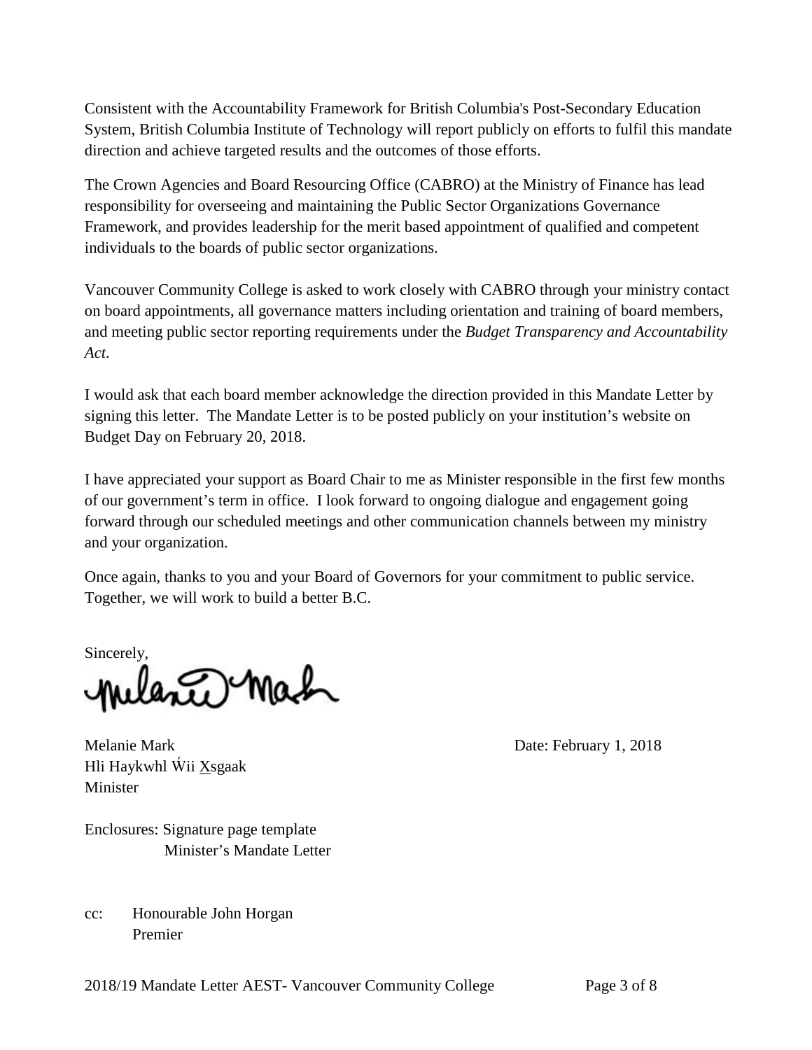Consistent with the Accountability Framework for British Columbia's Post-Secondary Education System, British Columbia Institute of Technology will report publicly on efforts to fulfil this mandate direction and achieve targeted results and the outcomes of those efforts.

The Crown Agencies and Board Resourcing Office (CABRO) at the Ministry of Finance has lead responsibility for overseeing and maintaining the Public Sector Organizations Governance Framework, and provides leadership for the merit based appointment of qualified and competent individuals to the boards of public sector organizations.

Vancouver Community College is asked to work closely with CABRO through your ministry contact on board appointments, all governance matters including orientation and training of board members, and meeting public sector reporting requirements under the *Budget Transparency and Accountability Act*.

I would ask that each board member acknowledge the direction provided in this Mandate Letter by signing this letter. The Mandate Letter is to be posted publicly on your institution's website on Budget Day on February 20, 2018.

I have appreciated your support as Board Chair to me as Minister responsible in the first few months of our government's term in office. I look forward to ongoing dialogue and engagement going forward through our scheduled meetings and other communication channels between my ministry and your organization.

Once again, thanks to you and your Board of Governors for your commitment to public service. Together, we will work to build a better B.C.

Sincerely,

Melanie Mark
Hli Haykwhl Ẃii X̲sgaak
Minister

Date: February 1, 2018

Enclosures: Signature page template
Minister's Mandate Letter

cc: Honourable John Horgan
Premier

2018/19 Mandate Letter AEST- Vancouver Community College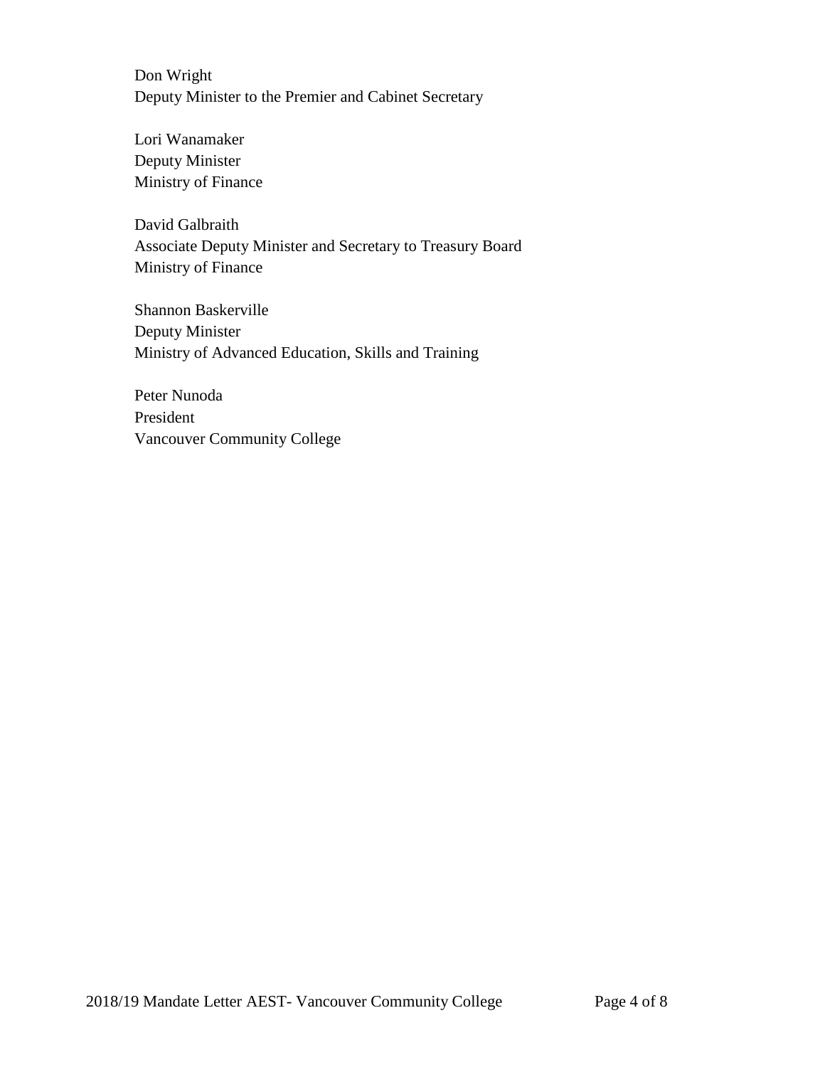Don Wright
Deputy Minister to the Premier and Cabinet Secretary

Lori Wanamaker
Deputy Minister
Ministry of Finance

David Galbraith
Associate Deputy Minister and Secretary to Treasury Board
Ministry of Finance

Shannon Baskerville
Deputy Minister
Ministry of Advanced Education, Skills and Training

Peter Nunoda
President
Vancouver Community College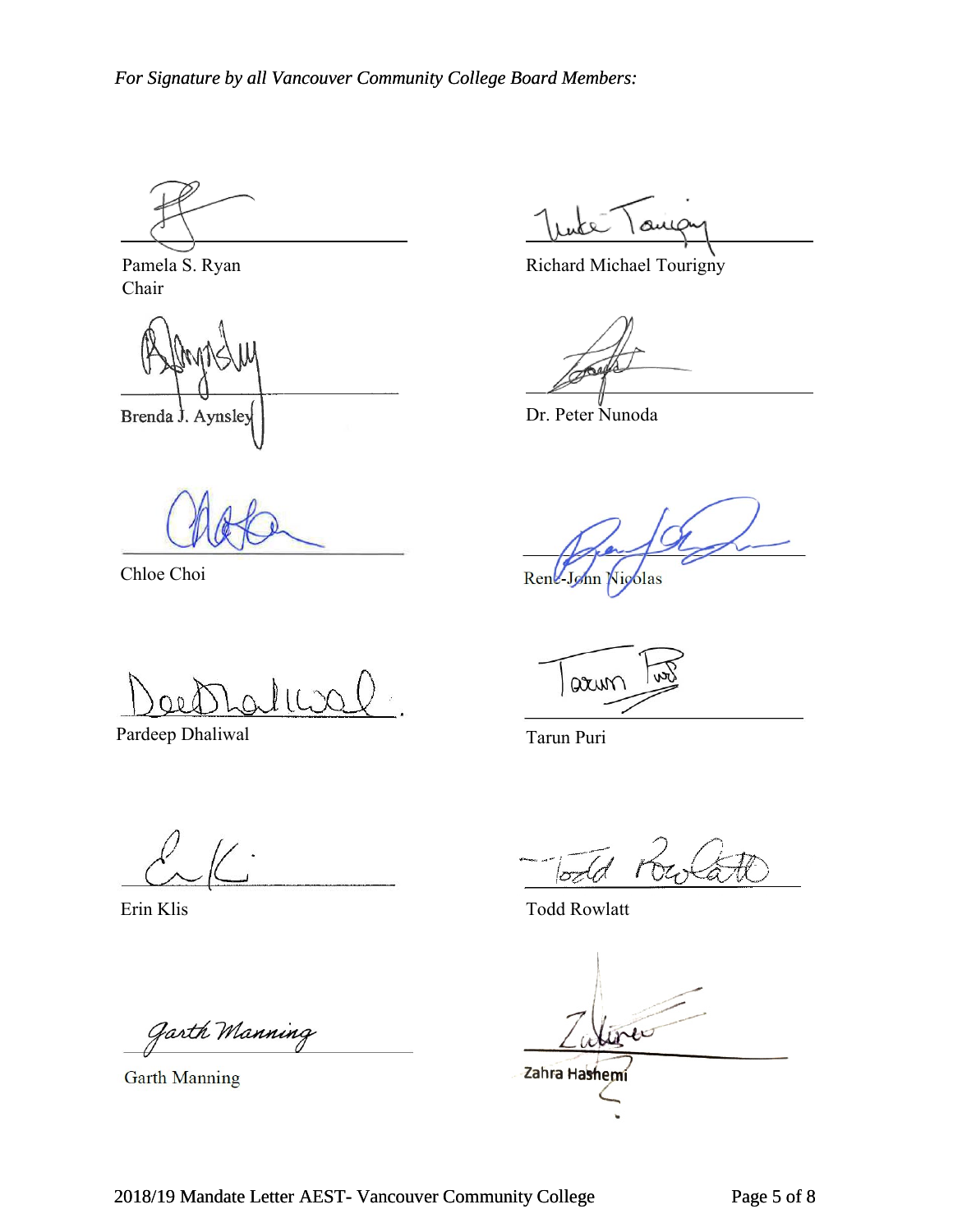*For Signature by all Vancouver Community College Board Members:*

Pamela S. Ryan
Chair

Richard Michael Tourigny

Brenda J. Aynsley

Dr. Peter Nunoda

Chloe Choi

René-John Nicolas

Pardeep Dhaliwal

Tarun Puri

Erin Klis

Todd Rowlatt

Garth Manning

Zahra Hashemi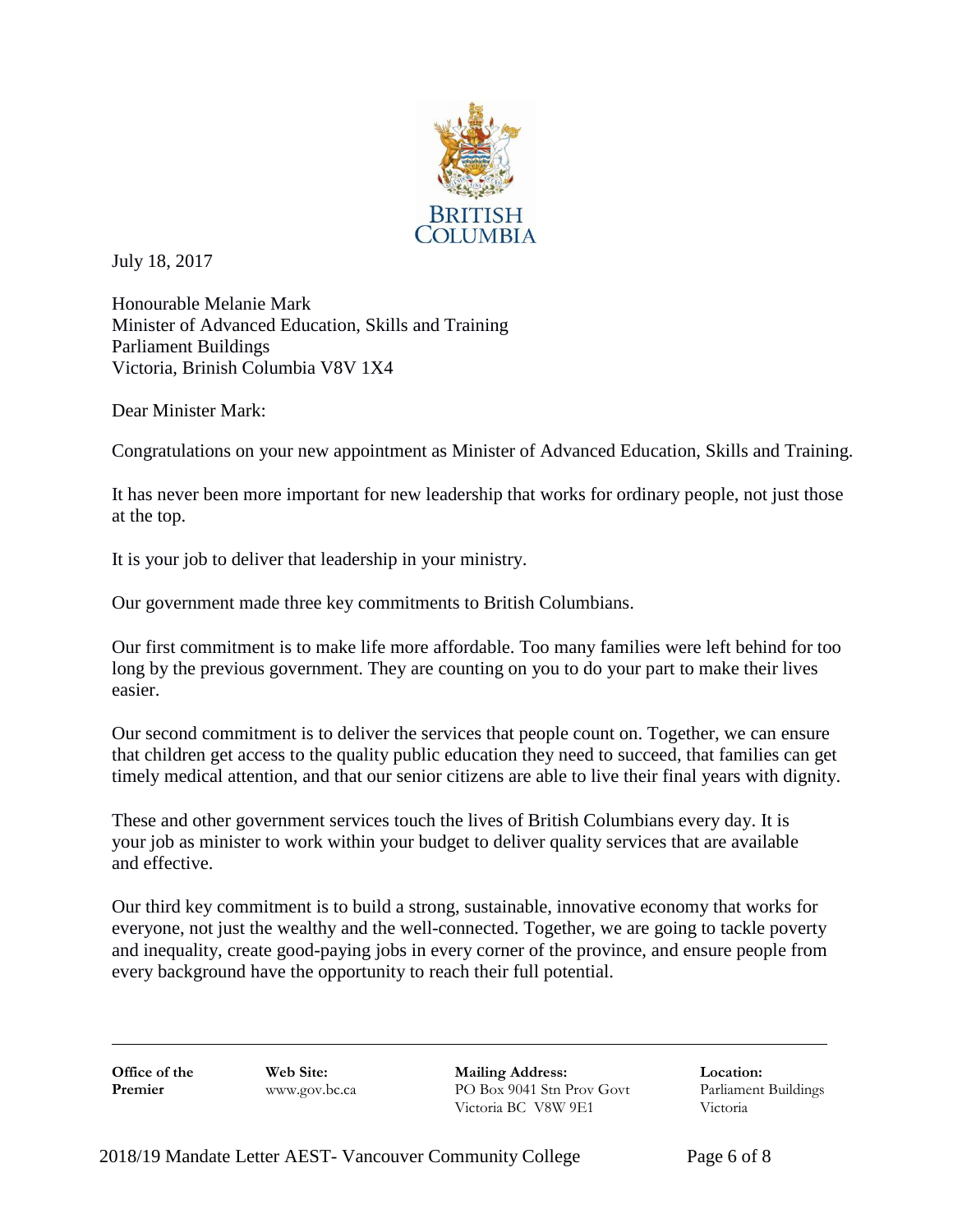BRITISH COLUMBIA

July 18, 2017

Honourable Melanie Mark
Minister of Advanced Education, Skills and Training
Parliament Buildings
Victoria, Brinish Columbia V8V 1X4

Dear Minister Mark:

Congratulations on your new appointment as Minister of Advanced Education, Skills and Training.

It has never been more important for new leadership that works for ordinary people, not just those at the top.

It is your job to deliver that leadership in your ministry.

Our government made three key commitments to British Columbians.

Our first commitment is to make life more affordable. Too many families were left behind for too long by the previous government. They are counting on you to do your part to make their lives easier.

Our second commitment is to deliver the services that people count on. Together, we can ensure that children get access to the quality public education they need to succeed, that families can get timely medical attention, and that our senior citizens are able to live their final years with dignity.

These and other government services touch the lives of British Columbians every day. It is your job as minister to work within your budget to deliver quality services that are available and effective.

Our third key commitment is to build a strong, sustainable, innovative economy that works for everyone, not just the wealthy and the well-connected. Together, we are going to tackle poverty and inequality, create good-paying jobs in every corner of the province, and ensure people from every background have the opportunity to reach their full potential.

---

**Office of the Premier**

**Web Site:** www.gov.bc.ca

**Mailing Address:** PO Box 9041 Stn Prov Govt Victoria BC V8W 9E1

**Location:** Parliament Buildings Victoria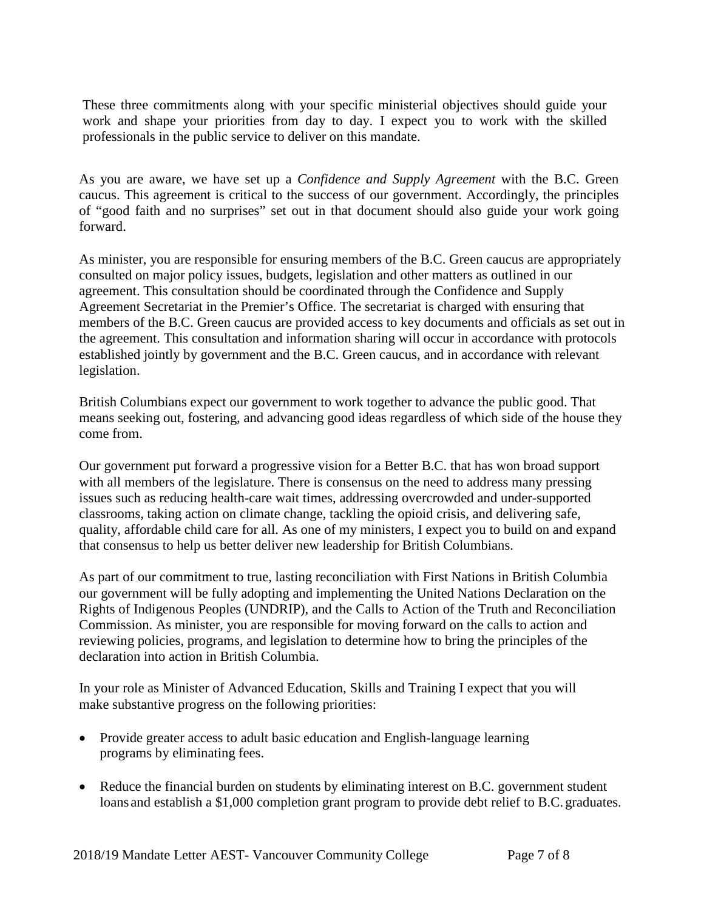These three commitments along with your specific ministerial objectives should guide your work and shape your priorities from day to day. I expect you to work with the skilled professionals in the public service to deliver on this mandate.

As you are aware, we have set up a *Confidence and Supply Agreement* with the B.C. Green caucus. This agreement is critical to the success of our government. Accordingly, the principles of "good faith and no surprises" set out in that document should also guide your work going forward.

As minister, you are responsible for ensuring members of the B.C. Green caucus are appropriately consulted on major policy issues, budgets, legislation and other matters as outlined in our agreement. This consultation should be coordinated through the Confidence and Supply Agreement Secretariat in the Premier's Office. The secretariat is charged with ensuring that members of the B.C. Green caucus are provided access to key documents and officials as set out in the agreement. This consultation and information sharing will occur in accordance with protocols established jointly by government and the B.C. Green caucus, and in accordance with relevant legislation.

British Columbians expect our government to work together to advance the public good. That means seeking out, fostering, and advancing good ideas regardless of which side of the house they come from.

Our government put forward a progressive vision for a Better B.C. that has won broad support with all members of the legislature. There is consensus on the need to address many pressing issues such as reducing health-care wait times, addressing overcrowded and under-supported classrooms, taking action on climate change, tackling the opioid crisis, and delivering safe, quality, affordable child care for all. As one of my ministers, I expect you to build on and expand that consensus to help us better deliver new leadership for British Columbians.

As part of our commitment to true, lasting reconciliation with First Nations in British Columbia our government will be fully adopting and implementing the United Nations Declaration on the Rights of Indigenous Peoples (UNDRIP), and the Calls to Action of the Truth and Reconciliation Commission. As minister, you are responsible for moving forward on the calls to action and reviewing policies, programs, and legislation to determine how to bring the principles of the declaration into action in British Columbia.

In your role as Minister of Advanced Education, Skills and Training I expect that you will make substantive progress on the following priorities:

- Provide greater access to adult basic education and English-language learning programs by eliminating fees.
- Reduce the financial burden on students by eliminating interest on B.C. government student loans and establish a $1,000 completion grant program to provide debt relief to B.C. graduates.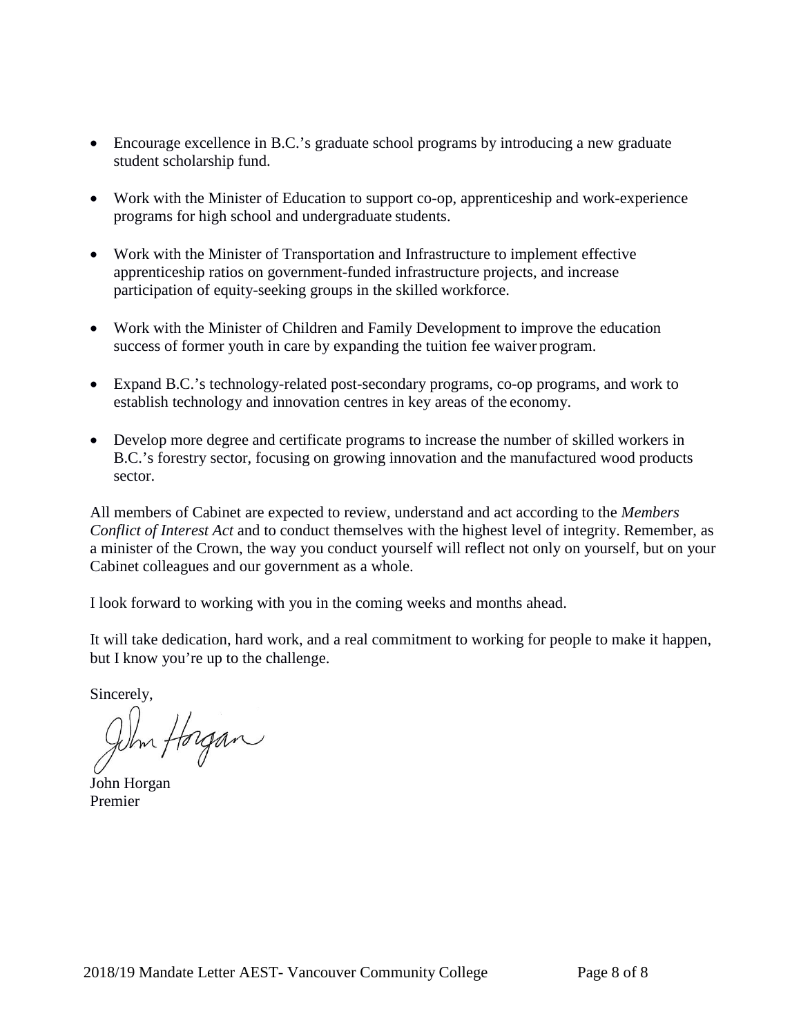- Encourage excellence in B.C.'s graduate school programs by introducing a new graduate student scholarship fund.
- Work with the Minister of Education to support co-op, apprenticeship and work-experience programs for high school and undergraduate students.
- Work with the Minister of Transportation and Infrastructure to implement effective apprenticeship ratios on government-funded infrastructure projects, and increase participation of equity-seeking groups in the skilled workforce.
- Work with the Minister of Children and Family Development to improve the education success of former youth in care by expanding the tuition fee waiver program.
- Expand B.C.'s technology-related post-secondary programs, co-op programs, and work to establish technology and innovation centres in key areas of the economy.
- Develop more degree and certificate programs to increase the number of skilled workers in B.C.'s forestry sector, focusing on growing innovation and the manufactured wood products sector.

All members of Cabinet are expected to review, understand and act according to the *Members Conflict of Interest Act* and to conduct themselves with the highest level of integrity. Remember, as a minister of the Crown, the way you conduct yourself will reflect not only on yourself, but on your Cabinet colleagues and our government as a whole.

I look forward to working with you in the coming weeks and months ahead.

It will take dedication, hard work, and a real commitment to working for people to make it happen, but I know you're up to the challenge.

Sincerely,

John Horgan
Premier